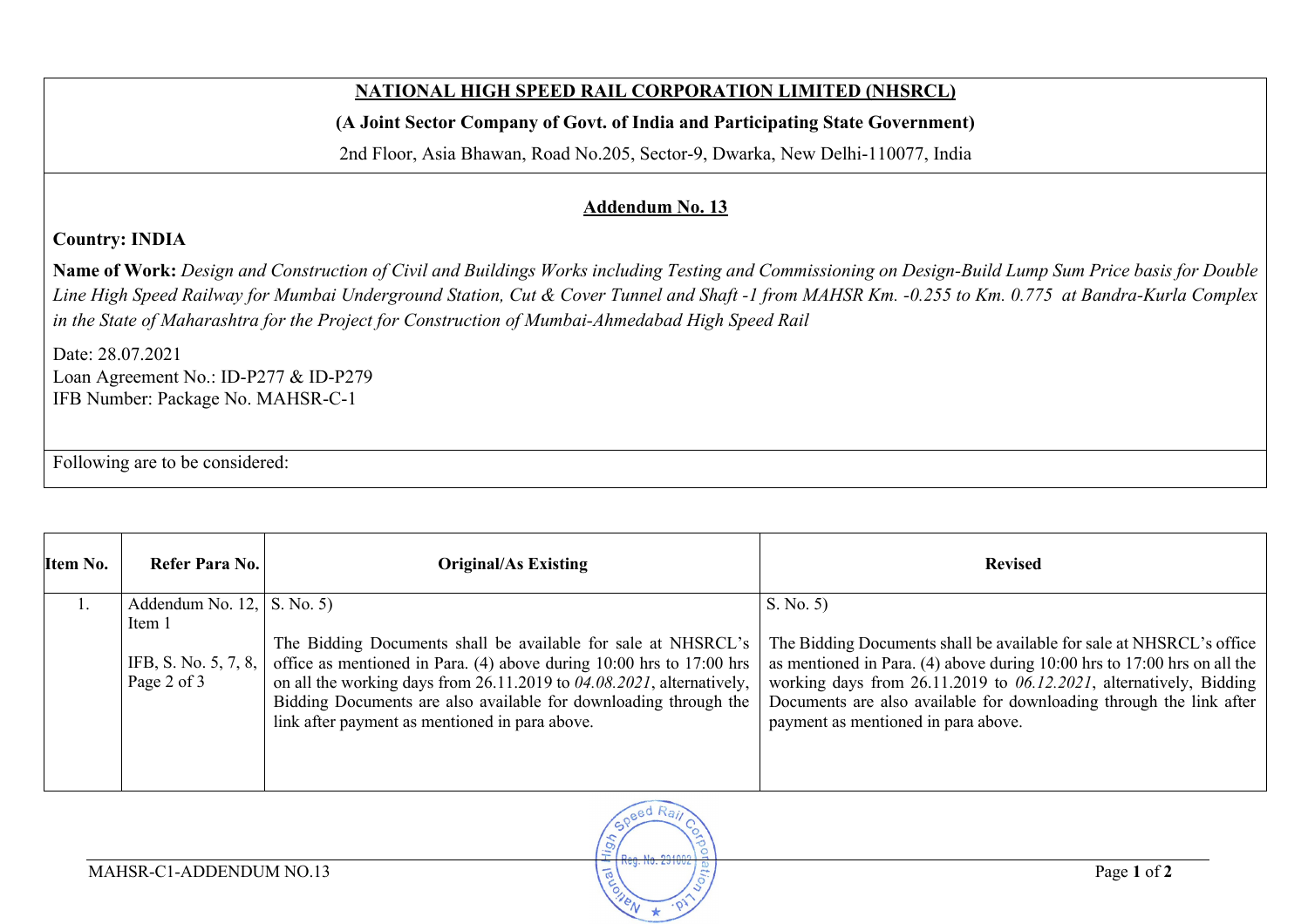**NATIONAL HIGH SPEED RAIL CORPORATION LIMITED (NHSRCL)**

**(A Joint Sector Company of Govt. of India and Participating State Government)**

2nd Floor, Asia Bhawan, Road No.205, Sector-9, Dwarka, New Delhi-110077, India

**Addendum No. 13**

**Country: INDIA**

**Name of Work:** *Design and Construction of Civil and Buildings Works including Testing and Commissioning on Design-Build Lump Sum Price basis for Double Line High Speed Railway for Mumbai Underground Station, Cut & Cover Tunnel and Shaft -1 from MAHSR Km. -0.255 to Km. 0.775 at Bandra-Kurla Complex in the State of Maharashtra for the Project for Construction of Mumbai-Ahmedabad High Speed Rail*

Date: 28.07.2021
Loan Agreement No.: ID-P277 & ID-P279
IFB Number: Package No. MAHSR-C-1

Following are to be considered:

| Item No. | Refer Para No. | Original/As Existing | Revised |
|---|---|---|---|
| 1. | Addendum No. 12, Item 1<br><br>IFB, S. No. 5, 7, 8, Page 2 of 3 | S. No. 5)<br><br>The Bidding Documents shall be available for sale at NHSRCL's office as mentioned in Para. (4) above during 10:00 hrs to 17:00 hrs on all the working days from 26.11.2019 to *04.08.2021*, alternatively, Bidding Documents are also available for downloading through the link after payment as mentioned in para above. | S. No. 5)<br><br>The Bidding Documents shall be available for sale at NHSRCL's office as mentioned in Para. (4) above during 10:00 hrs to 17:00 hrs on all the working days from 26.11.2019 to *06.12.2021*, alternatively, Bidding Documents are also available for downloading through the link after payment as mentioned in para above. |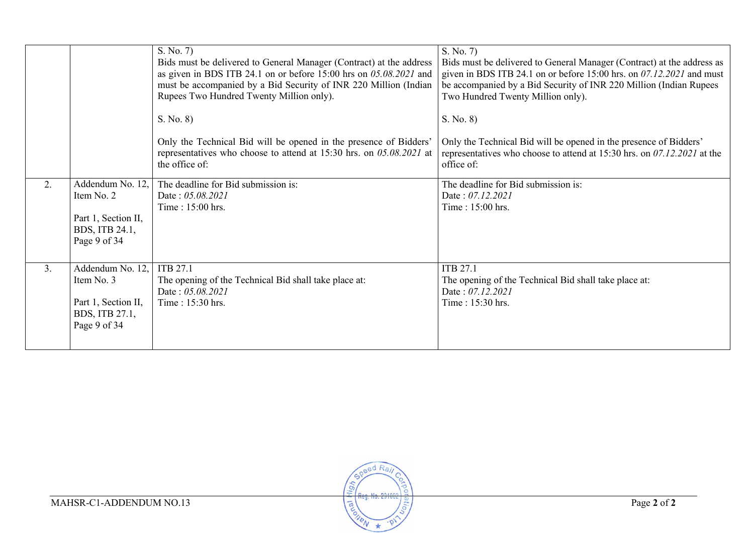| | | | |
|---|---|---|---|
| | | S. No. 7)<br>Bids must be delivered to General Manager (Contract) at the address as given in BDS ITB 24.1 on or before 15:00 hrs on *05.08.2021* and must be accompanied by a Bid Security of INR 220 Million (Indian Rupees Two Hundred Twenty Million only).<br><br>S. No. 8)<br><br>Only the Technical Bid will be opened in the presence of Bidders' representatives who choose to attend at 15:30 hrs. on *05.08.2021* at the office of: | S. No. 7)<br>Bids must be delivered to General Manager (Contract) at the address as given in BDS ITB 24.1 on or before 15:00 hrs. on *07.12.2021* and must be accompanied by a Bid Security of INR 220 Million (Indian Rupees Two Hundred Twenty Million only).<br><br>S. No. 8)<br><br>Only the Technical Bid will be opened in the presence of Bidders' representatives who choose to attend at 15:30 hrs. on *07.12.2021* at the office of: |
| 2. | Addendum No. 12, Item No. 2<br><br>Part 1, Section II, BDS, ITB 24.1, Page 9 of 34 | The deadline for Bid submission is:<br>Date : *05.08.2021*<br>Time : 15:00 hrs. | The deadline for Bid submission is:<br>Date : *07.12.2021*<br>Time : 15:00 hrs. |
| 3. | Addendum No. 12, Item No. 3<br><br>Part 1, Section II, BDS, ITB 27.1, Page 9 of 34 | ITB 27.1<br>The opening of the Technical Bid shall take place at:<br>Date : *05.08.2021*<br>Time : 15:30 hrs. | ITB 27.1<br>The opening of the Technical Bid shall take place at:<br>Date : *07.12.2021*<br>Time : 15:30 hrs. |